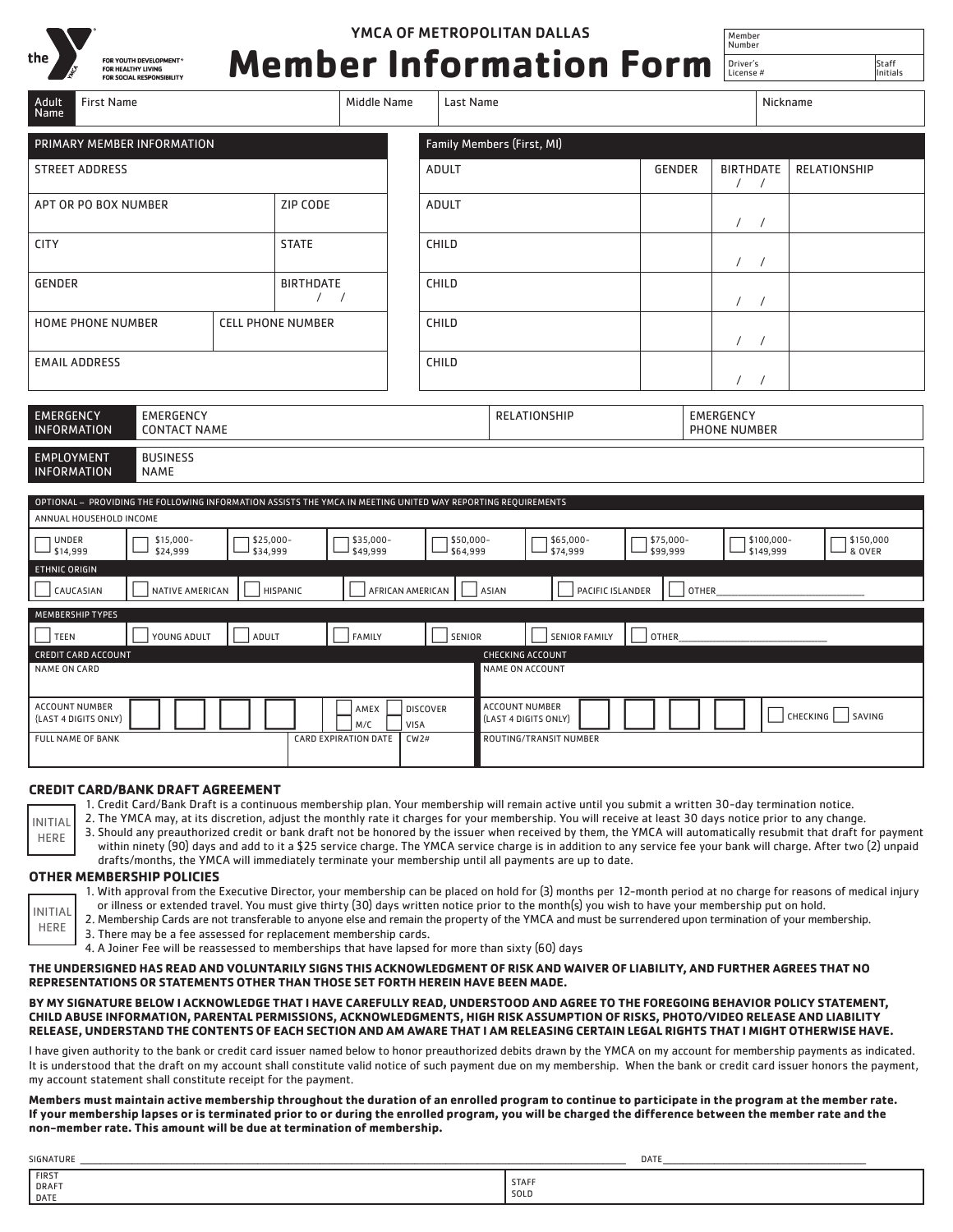the YMCA — FOR YOUTH DEVELOPMENT® FOR HEALTHY LIVING FOR SOCIAL RESPONSIBILITY

YMCA OF METROPOLITAN DALLAS

# Member Information Form

| Member Number | |
|---|---|
| Driver's License # | Staff Initials |

| Adult Name | First Name | Middle Name | Last Name | Nickname |
|---|---|---|---|---|
| | | | | |

| PRIMARY MEMBER INFORMATION | |
|---|---|
| STREET ADDRESS | |
| APT OR PO BOX NUMBER | ZIP CODE |
| CITY | STATE |
| GENDER | BIRTHDATE / / |
| HOME PHONE NUMBER | CELL PHONE NUMBER |
| EMAIL ADDRESS | |

| Family Members (First, MI) | GENDER | BIRTHDATE | RELATIONSHIP |
|---|---|---|---|
| ADULT | | / / | |
| ADULT | | / / | |
| CHILD | | / / | |
| CHILD | | / / | |
| CHILD | | / / | |
| CHILD | | / / | |

| EMERGENCY INFORMATION | EMERGENCY CONTACT NAME | RELATIONSHIP | EMERGENCY PHONE NUMBER |
|---|---|---|---|
| | | | |

| EMPLOYMENT INFORMATION | BUSINESS NAME |
|---|---|
| | |

OPTIONAL – PROVIDING THE FOLLOWING INFORMATION ASSISTS THE YMCA IN MEETING UNITED WAY REPORTING REQUIREMENTS

ANNUAL HOUSEHOLD INCOME

☐ UNDER $14,999 ☐ $15,000–$24,999 ☐ $25,000–$34,999 ☐ $35,000–$49,999 ☐ $50,000–$64,999 ☐ $65,000–$74,999 ☐ $75,000–$99,999 ☐ $100,000–$149,999 ☐ $150,000 & OVER

ETHNIC ORIGIN

☐ CAUCASIAN ☐ NATIVE AMERICAN ☐ HISPANIC ☐ AFRICAN AMERICAN ☐ ASIAN ☐ PACIFIC ISLANDER ☐ OTHER______________________

MEMBERSHIP TYPES

☐ TEEN ☐ YOUNG ADULT ☐ ADULT ☐ FAMILY ☐ SENIOR ☐ SENIOR FAMILY ☐ OTHER______________________

| CREDIT CARD ACCOUNT | | | CHECKING ACCOUNT |
|---|---|---|---|
| NAME ON CARD | | | NAME ON ACCOUNT |
| ACCOUNT NUMBER (LAST 4 DIGITS ONLY) ☐☐☐☐ | ☐ AMEX ☐ M/C | ☐ DISCOVER ☐ VISA | ACCOUNT NUMBER (LAST 4 DIGITS ONLY) ☐☐☐☐ ☐ CHECKING ☐ SAVING |
| FULL NAME OF BANK | CARD EXPIRATION DATE | CW2# | ROUTING/TRANSIT NUMBER |

### CREDIT CARD/BANK DRAFT AGREEMENT

INITIAL HERE

1. Credit Card/Bank Draft is a continuous membership plan. Your membership will remain active until you submit a written 30-day termination notice.
2. The YMCA may, at its discretion, adjust the monthly rate it charges for your membership. You will receive at least 30 days notice prior to any change.
3. Should any preauthorized credit or bank draft not be honored by the issuer when received by them, the YMCA will automatically resubmit that draft for payment within ninety (90) days and add to it a $25 service charge. The YMCA service charge is in addition to any service fee your bank will charge. After two (2) unpaid drafts/months, the YMCA will immediately terminate your membership until all payments are up to date.

### OTHER MEMBERSHIP POLICIES

INITIAL HERE

1. With approval from the Executive Director, your membership can be placed on hold for (3) months per 12-month period at no charge for reasons of medical injury or illness or extended travel. You must give thirty (30) days written notice prior to the month(s) you wish to have your membership put on hold.
2. Membership Cards are not transferable to anyone else and remain the property of the YMCA and must be surrendered upon termination of your membership.
3. There may be a fee assessed for replacement membership cards.
4. A Joiner Fee will be reassessed to memberships that have lapsed for more than sixty (60) days

**THE UNDERSIGNED HAS READ AND VOLUNTARILY SIGNS THIS ACKNOWLEDGMENT OF RISK AND WAIVER OF LIABILITY, AND FURTHER AGREES THAT NO REPRESENTATIONS OR STATEMENTS OTHER THAN THOSE SET FORTH HEREIN HAVE BEEN MADE.**

**BY MY SIGNATURE BELOW I ACKNOWLEDGE THAT I HAVE CAREFULLY READ, UNDERSTOOD AND AGREE TO THE FOREGOING BEHAVIOR POLICY STATEMENT, CHILD ABUSE INFORMATION, PARENTAL PERMISSIONS, ACKNOWLEDGMENTS, HIGH RISK ASSUMPTION OF RISKS, PHOTO/VIDEO RELEASE AND LIABILITY RELEASE, UNDERSTAND THE CONTENTS OF EACH SECTION AND AM AWARE THAT I AM RELEASING CERTAIN LEGAL RIGHTS THAT I MIGHT OTHERWISE HAVE.**

I have given authority to the bank or credit card issuer named below to honor preauthorized debits drawn by the YMCA on my account for membership payments as indicated. It is understood that the draft on my account shall constitute valid notice of such payment due on my membership. When the bank or credit card issuer honors the payment, my account statement shall constitute receipt for the payment.

**Members must maintain active membership throughout the duration of an enrolled program to continue to participate in the program at the member rate. If your membership lapses or is terminated prior to or during the enrolled program, you will be charged the difference between the member rate and the non-member rate. This amount will be due at termination of membership.**

SIGNATURE ______________________________________________ DATE ______________________

| FIRST DRAFT DATE | STAFF SOLD |
|---|---|
| | |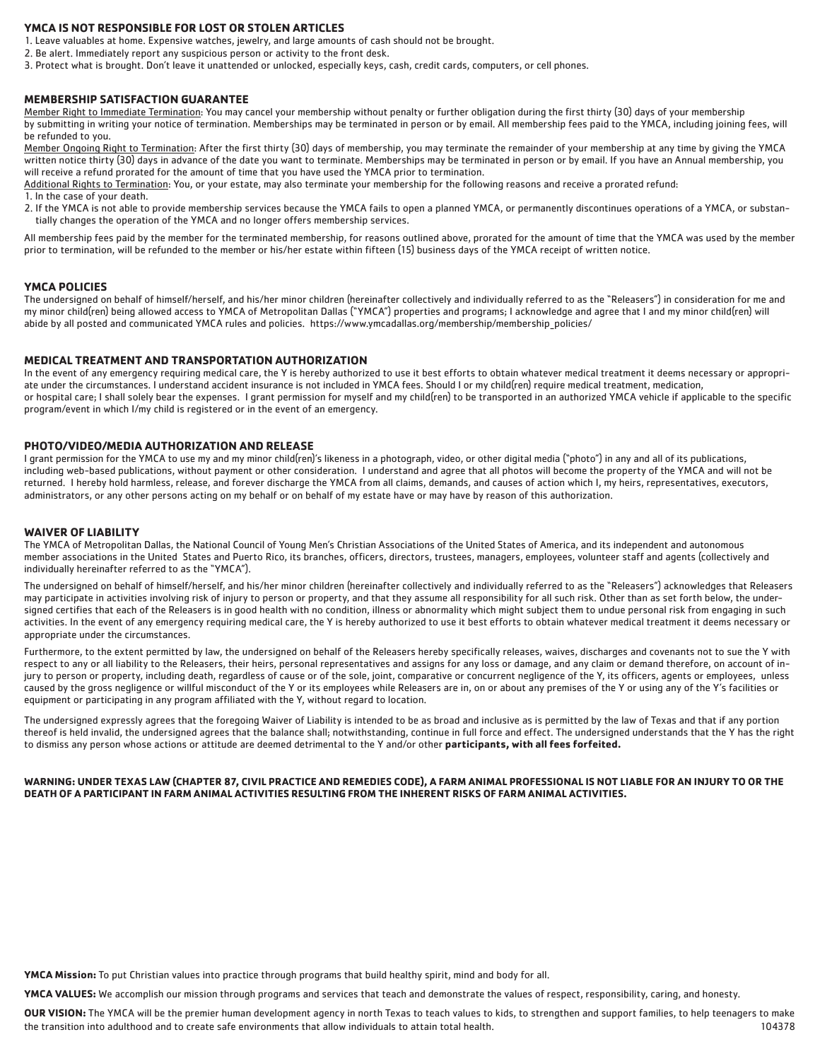## YMCA IS NOT RESPONSIBLE FOR LOST OR STOLEN ARTICLES

1. Leave valuables at home. Expensive watches, jewelry, and large amounts of cash should not be brought.
2. Be alert. Immediately report any suspicious person or activity to the front desk.
3. Protect what is brought. Don't leave it unattended or unlocked, especially keys, cash, credit cards, computers, or cell phones.

## MEMBERSHIP SATISFACTION GUARANTEE

Member Right to Immediate Termination: You may cancel your membership without penalty or further obligation during the first thirty (30) days of your membership by submitting in writing your notice of termination. Memberships may be terminated in person or by email. All membership fees paid to the YMCA, including joining fees, will be refunded to you.

Member Ongoing Right to Termination: After the first thirty (30) days of membership, you may terminate the remainder of your membership at any time by giving the YMCA written notice thirty (30) days in advance of the date you want to terminate. Memberships may be terminated in person or by email. If you have an Annual membership, you will receive a refund prorated for the amount of time that you have used the YMCA prior to termination.

Additional Rights to Termination: You, or your estate, may also terminate your membership for the following reasons and receive a prorated refund:

1. In the case of your death.
2. If the YMCA is not able to provide membership services because the YMCA fails to open a planned YMCA, or permanently discontinues operations of a YMCA, or substantially changes the operation of the YMCA and no longer offers membership services.

All membership fees paid by the member for the terminated membership, for reasons outlined above, prorated for the amount of time that the YMCA was used by the member prior to termination, will be refunded to the member or his/her estate within fifteen (15) business days of the YMCA receipt of written notice.

## YMCA POLICIES

The undersigned on behalf of himself/herself, and his/her minor children (hereinafter collectively and individually referred to as the "Releasers") in consideration for me and my minor child(ren) being allowed access to YMCA of Metropolitan Dallas ("YMCA") properties and programs; I acknowledge and agree that I and my minor child(ren) will abide by all posted and communicated YMCA rules and policies. https://www.ymcadallas.org/membership/membership_policies/

## MEDICAL TREATMENT AND TRANSPORTATION AUTHORIZATION

In the event of any emergency requiring medical care, the Y is hereby authorized to use it best efforts to obtain whatever medical treatment it deems necessary or appropriate under the circumstances. I understand accident insurance is not included in YMCA fees. Should I or my child(ren) require medical treatment, medication, or hospital care; I shall solely bear the expenses. I grant permission for myself and my child(ren) to be transported in an authorized YMCA vehicle if applicable to the specific program/event in which I/my child is registered or in the event of an emergency.

## PHOTO/VIDEO/MEDIA AUTHORIZATION AND RELEASE

I grant permission for the YMCA to use my and my minor child(ren)'s likeness in a photograph, video, or other digital media ("photo") in any and all of its publications, including web-based publications, without payment or other consideration. I understand and agree that all photos will become the property of the YMCA and will not be returned. I hereby hold harmless, release, and forever discharge the YMCA from all claims, demands, and causes of action which I, my heirs, representatives, executors, administrators, or any other persons acting on my behalf or on behalf of my estate have or may have by reason of this authorization.

## WAIVER OF LIABILITY

The YMCA of Metropolitan Dallas, the National Council of Young Men's Christian Associations of the United States of America, and its independent and autonomous member associations in the United States and Puerto Rico, its branches, officers, directors, trustees, managers, employees, volunteer staff and agents (collectively and individually hereinafter referred to as the "YMCA").

The undersigned on behalf of himself/herself, and his/her minor children (hereinafter collectively and individually referred to as the "Releasers") acknowledges that Releasers may participate in activities involving risk of injury to person or property, and that they assume all responsibility for all such risk. Other than as set forth below, the undersigned certifies that each of the Releasers is in good health with no condition, illness or abnormality which might subject them to undue personal risk from engaging in such activities. In the event of any emergency requiring medical care, the Y is hereby authorized to use it best efforts to obtain whatever medical treatment it deems necessary or appropriate under the circumstances.

Furthermore, to the extent permitted by law, the undersigned on behalf of the Releasers hereby specifically releases, waives, discharges and covenants not to sue the Y with respect to any or all liability to the Releasers, their heirs, personal representatives and assigns for any loss or damage, and any claim or demand therefore, on account of injury to person or property, including death, regardless of cause or of the sole, joint, comparative or concurrent negligence of the Y, its officers, agents or employees, unless caused by the gross negligence or willful misconduct of the Y or its employees while Releasers are in, on or about any premises of the Y or using any of the Y's facilities or equipment or participating in any program affiliated with the Y, without regard to location.

The undersigned expressly agrees that the foregoing Waiver of Liability is intended to be as broad and inclusive as is permitted by the law of Texas and that if any portion thereof is held invalid, the undersigned agrees that the balance shall; notwithstanding, continue in full force and effect. The undersigned understands that the Y has the right to dismiss any person whose actions or attitude are deemed detrimental to the Y and/or other **participants, with all fees forfeited.**

**WARNING: UNDER TEXAS LAW (CHAPTER 87, CIVIL PRACTICE AND REMEDIES CODE), A FARM ANIMAL PROFESSIONAL IS NOT LIABLE FOR AN INJURY TO OR THE DEATH OF A PARTICIPANT IN FARM ANIMAL ACTIVITIES RESULTING FROM THE INHERENT RISKS OF FARM ANIMAL ACTIVITIES.**

**YMCA Mission:** To put Christian values into practice through programs that build healthy spirit, mind and body for all.

**YMCA VALUES:** We accomplish our mission through programs and services that teach and demonstrate the values of respect, responsibility, caring, and honesty.

**OUR VISION:** The YMCA will be the premier human development agency in north Texas to teach values to kids, to strengthen and support families, to help teenagers to make the transition into adulthood and to create safe environments that allow individuals to attain total health.

104378